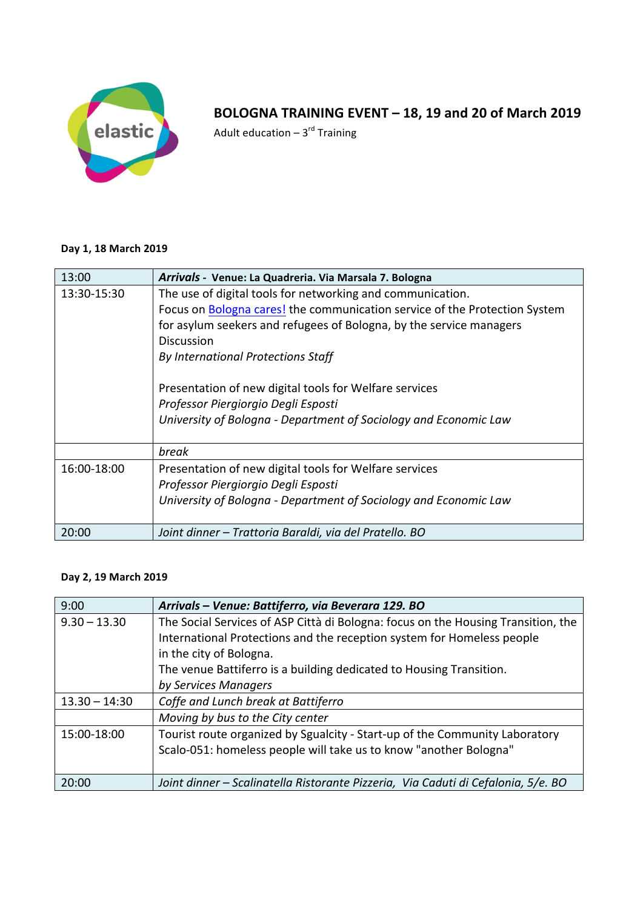# BOLOGNA TRAINING EVENT – 18, 19 and 20 of March 2019

Adult education – 3rd Training

**Day 1, 18 March 2019**

| 13:00 | ***Arrivals* - Venue: La Quadreria. Via Marsala 7. Bologna** |
|---|---|
| 13:30-15:30 | The use of digital tools for networking and communication.<br>Focus on Bologna cares! the communication service of the Protection System for asylum seekers and refugees of Bologna, by the service managers<br>Discussion<br>*By International Protections Staff*<br><br>Presentation of new digital tools for Welfare services<br>*Professor Piergiorgio Degli Esposti*<br>*University of Bologna - Department of Sociology and Economic Law* |
| | *break* |
| 16:00-18:00 | Presentation of new digital tools for Welfare services<br>*Professor Piergiorgio Degli Esposti*<br>*University of Bologna - Department of Sociology and Economic Law* |
| 20:00 | *Joint dinner – Trattoria Baraldi, via del Pratello. BO* |

**Day 2, 19 March 2019**

| 9:00 | ***Arrivals – Venue: Battiferro, via Beverara 129. BO*** |
|---|---|
| 9.30 – 13.30 | The Social Services of ASP Città di Bologna: focus on the Housing Transition, the International Protections and the reception system for Homeless people in the city of Bologna.<br>The venue Battiferro is a building dedicated to Housing Transition.<br>*by Services Managers* |
| 13.30 – 14:30 | *Coffe and Lunch break at Battiferro* |
| | *Moving by bus to the City center* |
| 15:00-18:00 | Tourist route organized by Sgualcity - Start-up of the Community Laboratory Scalo-051: homeless people will take us to know "another Bologna" |
| 20:00 | *Joint dinner – Scalinatella Ristorante Pizzeria, Via Caduti di Cefalonia, 5/e. BO* |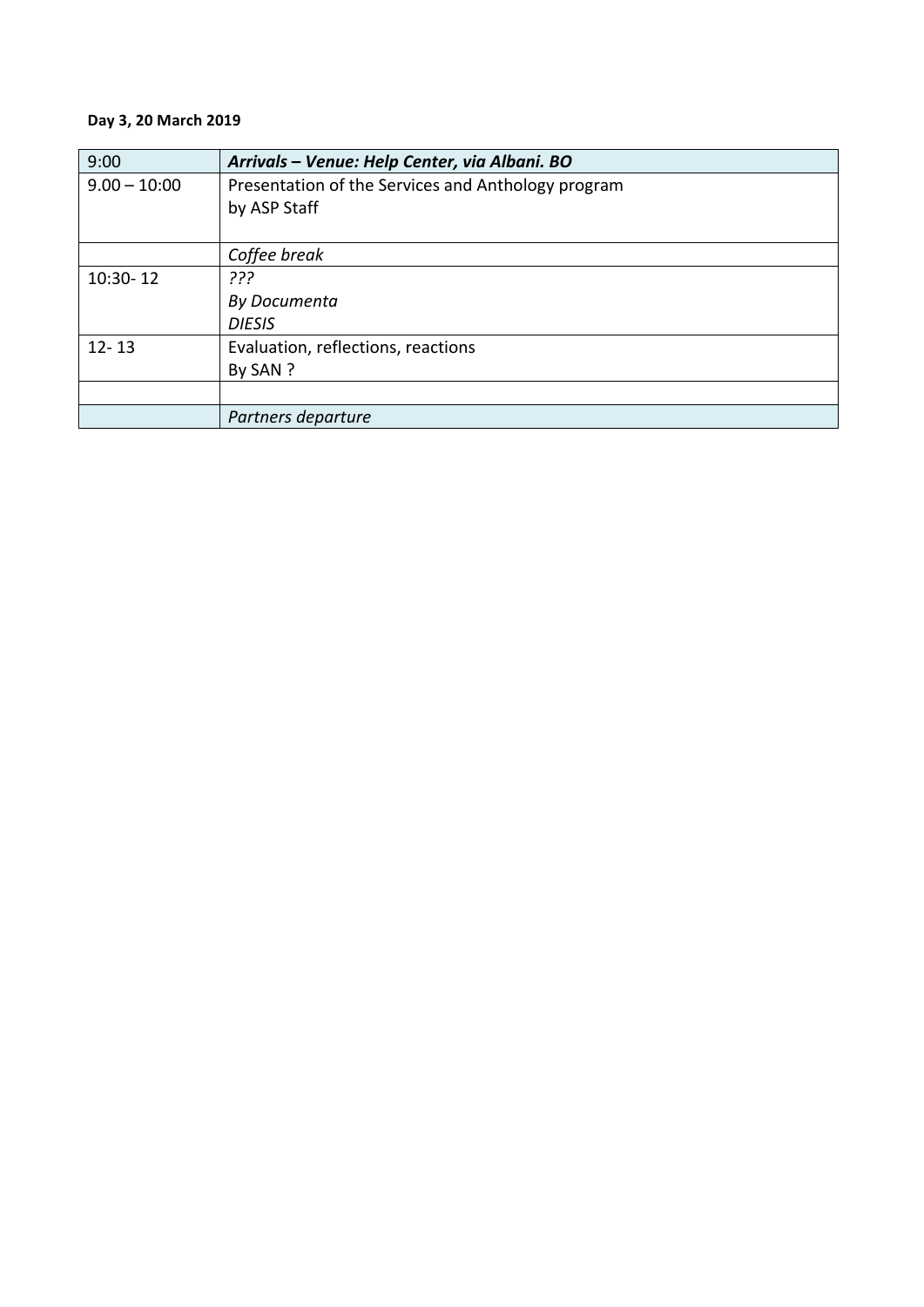**Day 3, 20 March 2019**

| | |
|---|---|
| 9:00 | ***Arrivals – Venue: Help Center, via Albani. BO*** |
| 9.00 – 10:00 | Presentation of the Services and Anthology program<br>by ASP Staff |
| | *Coffee break* |
| 10:30- 12 | *???*<br>*By Documenta*<br>*DIESIS* |
| 12- 13 | Evaluation, reflections, reactions<br>By SAN ? |
| | |
| | *Partners departure* |